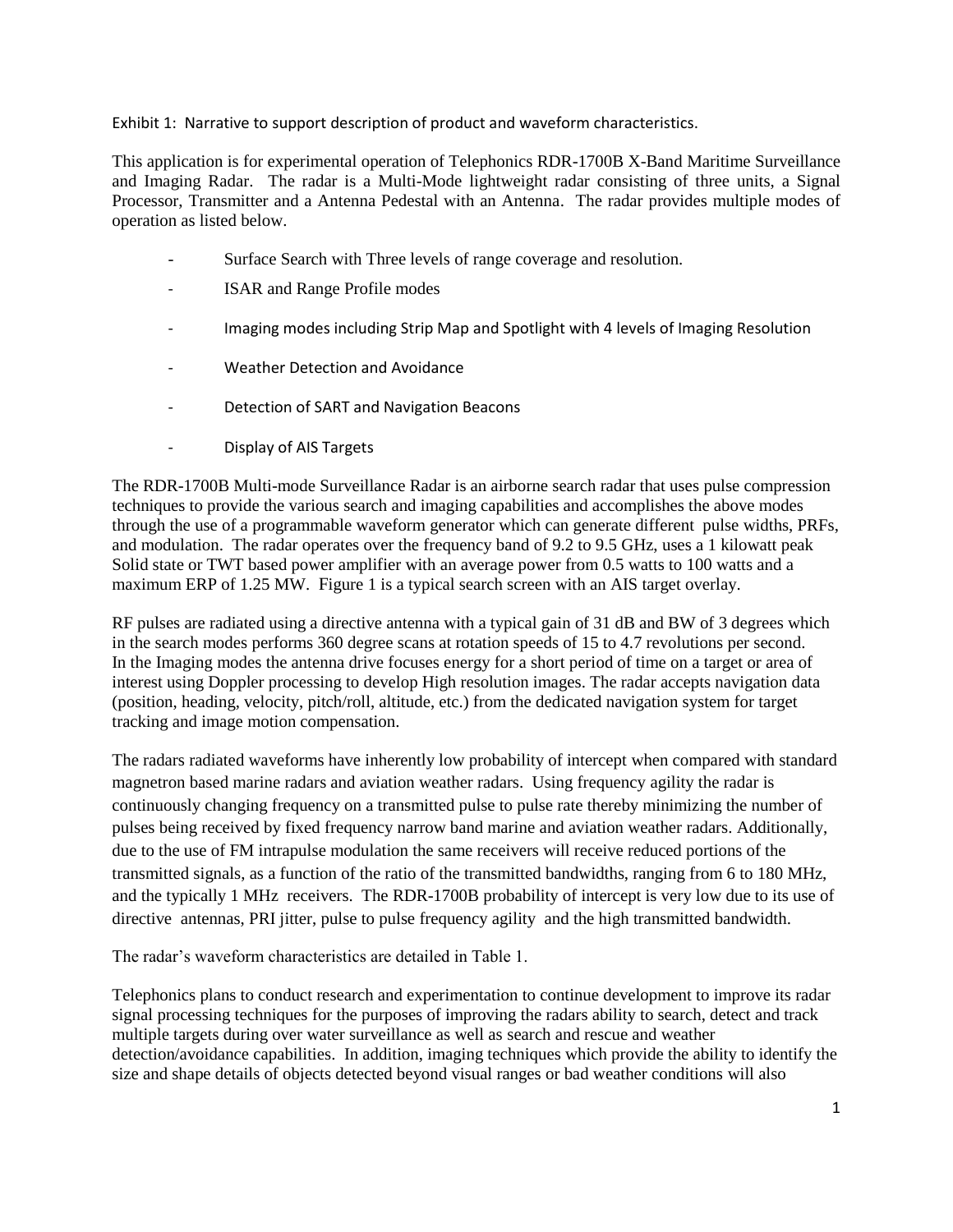Exhibit 1: Narrative to support description of product and waveform characteristics.

This application is for experimental operation of Telephonics RDR-1700B X-Band Maritime Surveillance and Imaging Radar. The radar is a Multi-Mode lightweight radar consisting of three units, a Signal Processor, Transmitter and a Antenna Pedestal with an Antenna. The radar provides multiple modes of operation as listed below.

- Surface Search with Three levels of range coverage and resolution.
- ISAR and Range Profile modes
- Imaging modes including Strip Map and Spotlight with 4 levels of Imaging Resolution
- Weather Detection and Avoidance
- Detection of SART and Navigation Beacons
- Display of AIS Targets

The RDR-1700B Multi-mode Surveillance Radar is an airborne search radar that uses pulse compression techniques to provide the various search and imaging capabilities and accomplishes the above modes through the use of a programmable waveform generator which can generate different pulse widths, PRFs, and modulation. The radar operates over the frequency band of 9.2 to 9.5 GHz, uses a 1 kilowatt peak Solid state or TWT based power amplifier with an average power from 0.5 watts to 100 watts and a maximum ERP of 1.25 MW. Figure 1 is a typical search screen with an AIS target overlay.

RF pulses are radiated using a directive antenna with a typical gain of 31 dB and BW of 3 degrees which in the search modes performs 360 degree scans at rotation speeds of 15 to 4.7 revolutions per second. In the Imaging modes the antenna drive focuses energy for a short period of time on a target or area of interest using Doppler processing to develop High resolution images. The radar accepts navigation data (position, heading, velocity, pitch/roll, altitude, etc.) from the dedicated navigation system for target tracking and image motion compensation.

The radars radiated waveforms have inherently low probability of intercept when compared with standard magnetron based marine radars and aviation weather radars. Using frequency agility the radar is continuously changing frequency on a transmitted pulse to pulse rate thereby minimizing the number of pulses being received by fixed frequency narrow band marine and aviation weather radars. Additionally, due to the use of FM intrapulse modulation the same receivers will receive reduced portions of the transmitted signals, as a function of the ratio of the transmitted bandwidths, ranging from 6 to 180 MHz, and the typically 1 MHz receivers. The RDR-1700B probability of intercept is very low due to its use of directive antennas, PRI jitter, pulse to pulse frequency agility and the high transmitted bandwidth.

The radar's waveform characteristics are detailed in Table 1.

Telephonics plans to conduct research and experimentation to continue development to improve its radar signal processing techniques for the purposes of improving the radars ability to search, detect and track multiple targets during over water surveillance as well as search and rescue and weather detection/avoidance capabilities. In addition, imaging techniques which provide the ability to identify the size and shape details of objects detected beyond visual ranges or bad weather conditions will also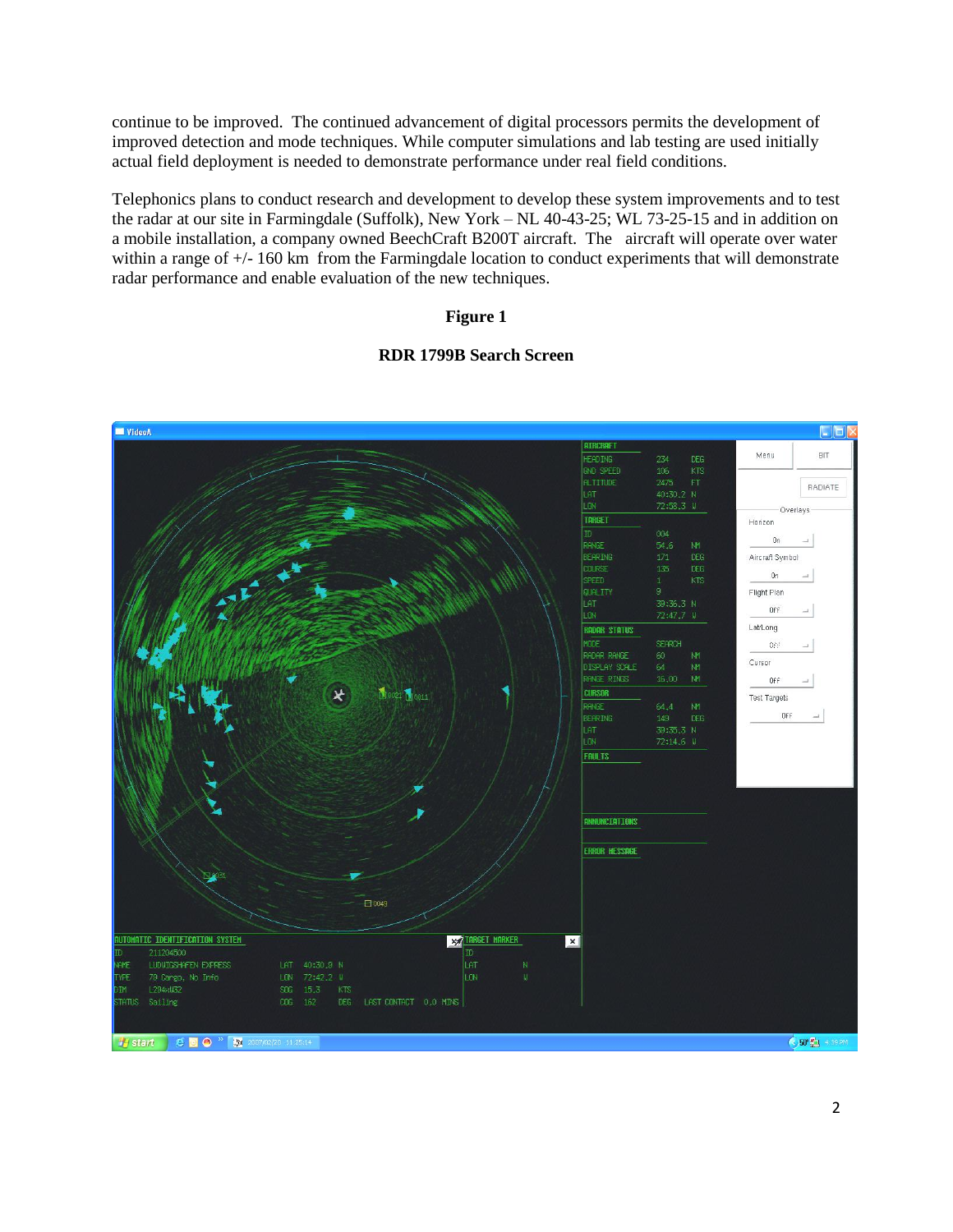continue to be improved. The continued advancement of digital processors permits the development of improved detection and mode techniques. While computer simulations and lab testing are used initially actual field deployment is needed to demonstrate performance under real field conditions.

Telephonics plans to conduct research and development to develop these system improvements and to test the radar at our site in Farmingdale (Suffolk), New York – NL 40-43-25; WL 73-25-15 and in addition on a mobile installation, a company owned BeechCraft B200T aircraft. The aircraft will operate over water within a range of +/- 160 km from the Farmingdale location to conduct experiments that will demonstrate radar performance and enable evaluation of the new techniques.

**Figure 1**

**RDR 1799B Search Screen**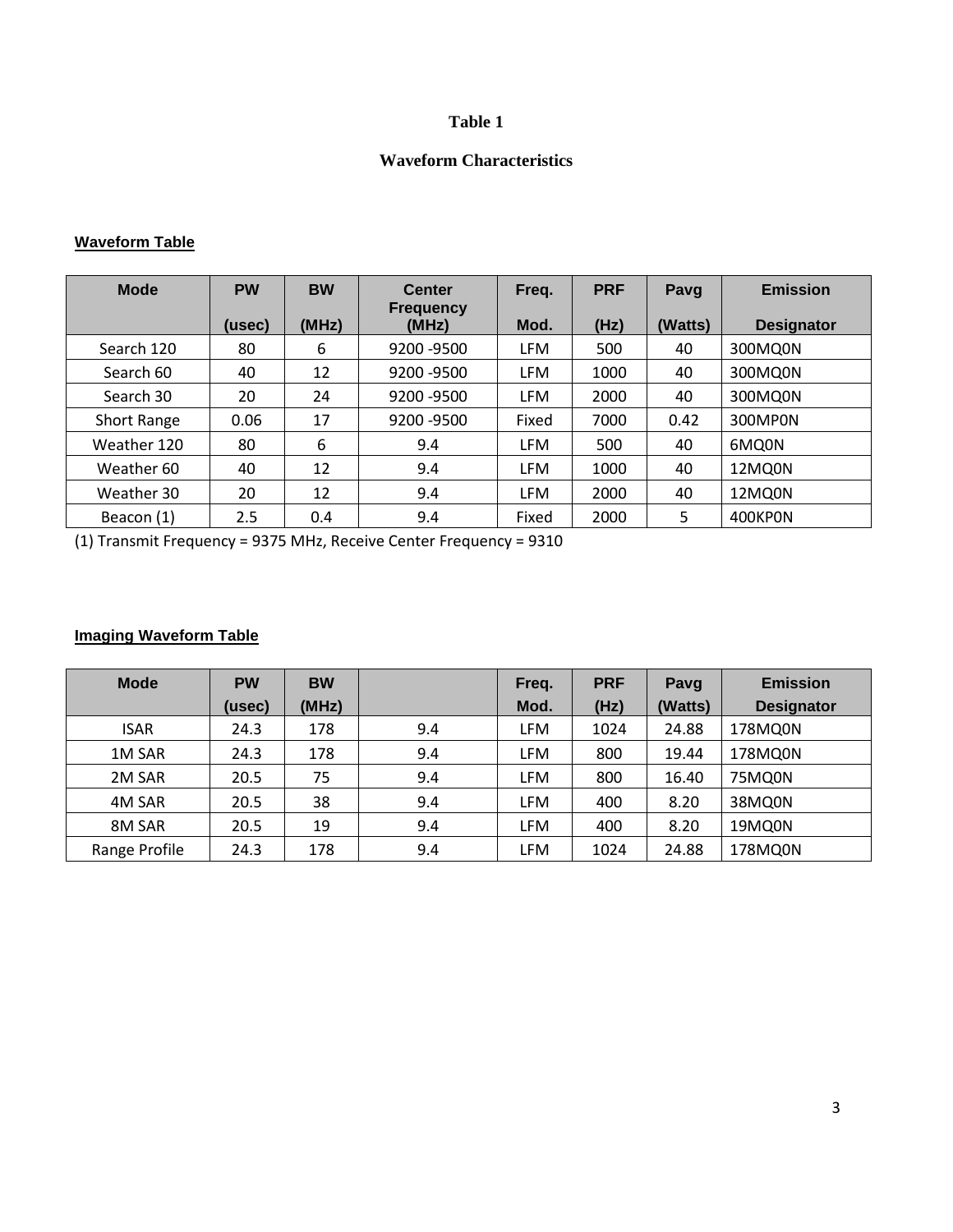**Table 1**

**Waveform Characteristics**

**Waveform Table**

| Mode | PW (usec) | BW (MHz) | Center Frequency (MHz) | Freq. Mod. | PRF (Hz) | Pavg (Watts) | Emission Designator |
|---|---|---|---|---|---|---|---|
| Search 120 | 80 | 6 | 9200 -9500 | LFM | 500 | 40 | 300MQ0N |
| Search 60 | 40 | 12 | 9200 -9500 | LFM | 1000 | 40 | 300MQ0N |
| Search 30 | 20 | 24 | 9200 -9500 | LFM | 2000 | 40 | 300MQ0N |
| Short Range | 0.06 | 17 | 9200 -9500 | Fixed | 7000 | 0.42 | 300MP0N |
| Weather 120 | 80 | 6 | 9.4 | LFM | 500 | 40 | 6MQ0N |
| Weather 60 | 40 | 12 | 9.4 | LFM | 1000 | 40 | 12MQ0N |
| Weather 30 | 20 | 12 | 9.4 | LFM | 2000 | 40 | 12MQ0N |
| Beacon (1) | 2.5 | 0.4 | 9.4 | Fixed | 2000 | 5 | 400KP0N |

(1) Transmit Frequency = 9375 MHz, Receive Center Frequency = 9310

**Imaging Waveform Table**

| Mode | PW (usec) | BW (MHz) | | Freq. Mod. | PRF (Hz) | Pavg (Watts) | Emission Designator |
|---|---|---|---|---|---|---|---|
| ISAR | 24.3 | 178 | 9.4 | LFM | 1024 | 24.88 | 178MQ0N |
| 1M SAR | 24.3 | 178 | 9.4 | LFM | 800 | 19.44 | 178MQ0N |
| 2M SAR | 20.5 | 75 | 9.4 | LFM | 800 | 16.40 | 75MQ0N |
| 4M SAR | 20.5 | 38 | 9.4 | LFM | 400 | 8.20 | 38MQ0N |
| 8M SAR | 20.5 | 19 | 9.4 | LFM | 400 | 8.20 | 19MQ0N |
| Range Profile | 24.3 | 178 | 9.4 | LFM | 1024 | 24.88 | 178MQ0N |